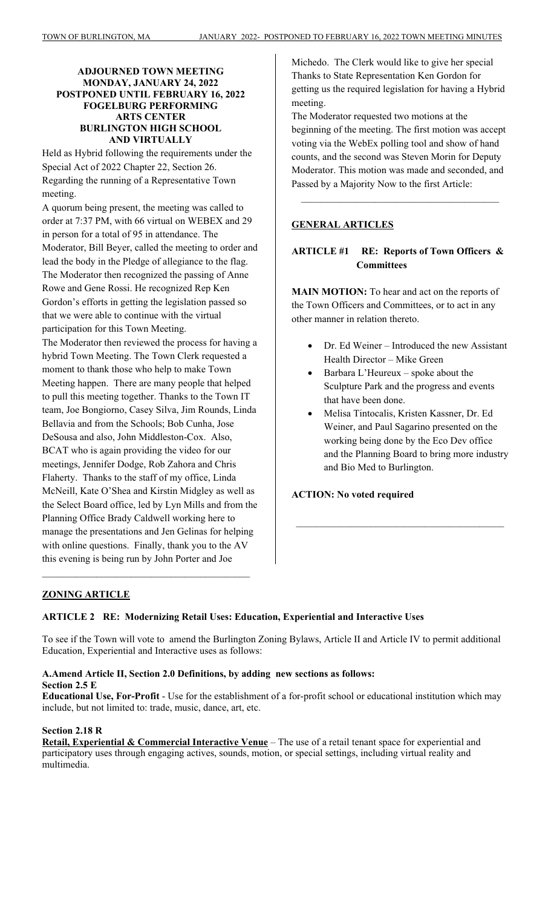**ADJOURNED TOWN MEETING**
**MONDAY, JANUARY 24, 2022**
**POSTPONED UNTIL FEBRUARY 16, 2022**
**FOGELBURG PERFORMING ARTS CENTER**
**BURLINGTON HIGH SCHOOL AND VIRTUALLY**

Held as Hybrid following the requirements under the Special Act of 2022 Chapter 22, Section 26. Regarding the running of a Representative Town meeting.

A quorum being present, the meeting was called to order at 7:37 PM, with 66 virtual on WEBEX and 29 in person for a total of 95 in attendance. The Moderator, Bill Beyer, called the meeting to order and lead the body in the Pledge of allegiance to the flag. The Moderator then recognized the passing of Anne Rowe and Gene Rossi. He recognized Rep Ken Gordon's efforts in getting the legislation passed so that we were able to continue with the virtual participation for this Town Meeting.

The Moderator then reviewed the process for having a hybrid Town Meeting. The Town Clerk requested a moment to thank those who help to make Town Meeting happen. There are many people that helped to pull this meeting together. Thanks to the Town IT team, Joe Bongiorno, Casey Silva, Jim Rounds, Linda Bellavia and from the Schools; Bob Cunha, Jose DeSousa and also, John Middleston-Cox. Also, BCAT who is again providing the video for our meetings, Jennifer Dodge, Rob Zahora and Chris Flaherty. Thanks to the staff of my office, Linda McNeill, Kate O'Shea and Kirstin Midgley as well as the Select Board office, led by Lyn Mills and from the Planning Office Brady Caldwell working here to manage the presentations and Jen Gelinas for helping with online questions. Finally, thank you to the AV this evening is being run by John Porter and Joe Michedo. The Clerk would like to give her special Thanks to State Representation Ken Gordon for getting us the required legislation for having a Hybrid meeting.

The Moderator requested two motions at the beginning of the meeting. The first motion was accept voting via the WebEx polling tool and show of hand counts, and the second was Steven Morin for Deputy Moderator. This motion was made and seconded, and Passed by a Majority Now to the first Article:

---

## GENERAL ARTICLES

### ARTICLE #1 RE: Reports of Town Officers & Committees

**MAIN MOTION:** To hear and act on the reports of the Town Officers and Committees, or to act in any other manner in relation thereto.

- Dr. Ed Weiner – Introduced the new Assistant Health Director – Mike Green
- Barbara L'Heureux – spoke about the Sculpture Park and the progress and events that have been done.
- Melisa Tintocalis, Kristen Kassner, Dr. Ed Weiner, and Paul Sagarino presented on the working being done by the Eco Dev office and the Planning Board to bring more industry and Bio Med to Burlington.

**ACTION: No voted required**

---

## ZONING ARTICLE

### ARTICLE 2 RE: Modernizing Retail Uses: Education, Experiential and Interactive Uses

To see if the Town will vote to amend the Burlington Zoning Bylaws, Article II and Article IV to permit additional Education, Experiential and Interactive uses as follows:

**A.Amend Article II, Section 2.0 Definitions, by adding new sections as follows:**
**Section 2.5 E**

**Educational Use, For-Profit** - Use for the establishment of a for-profit school or educational institution which may include, but not limited to: trade, music, dance, art, etc.

**Section 2.18 R**

**Retail, Experiential & Commercial Interactive Venue** – The use of a retail tenant space for experiential and participatory uses through engaging actives, sounds, motion, or special settings, including virtual reality and multimedia.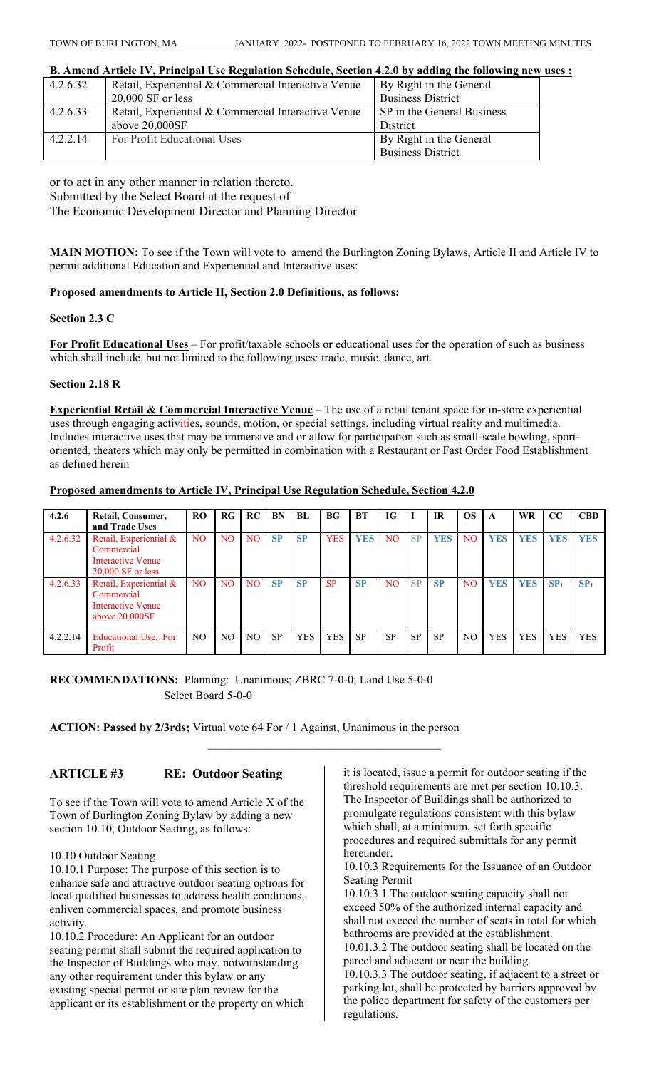**B. Amend Article IV, Principal Use Regulation Schedule, Section 4.2.0 by adding the following new uses :**

| | | |
|---|---|---|
| 4.2.6.32 | Retail, Experiential & Commercial Interactive Venue 20,000 SF or less | By Right in the General Business District |
| 4.2.6.33 | Retail, Experiential & Commercial Interactive Venue above 20,000SF | SP in the General Business District |
| 4.2.2.14 | For Profit Educational Uses | By Right in the General Business District |

or to act in any other manner in relation thereto.
Submitted by the Select Board at the request of
The Economic Development Director and Planning Director

**MAIN MOTION:** To see if the Town will vote to amend the Burlington Zoning Bylaws, Article II and Article IV to permit additional Education and Experiential and Interactive uses:

**Proposed amendments to Article II, Section 2.0 Definitions, as follows:**

**Section 2.3 C**

**For Profit Educational Uses** – For profit/taxable schools or educational uses for the operation of such as business which shall include, but not limited to the following uses: trade, music, dance, art.

**Section 2.18 R**

**Experiential Retail & Commercial Interactive Venue** – The use of a retail tenant space for in-store experiential uses through engaging activities, sounds, motion, or special settings, including virtual reality and multimedia. Includes interactive uses that may be immersive and or allow for participation such as small-scale bowling, sport-oriented, theaters which may only be permitted in combination with a Restaurant or Fast Order Food Establishment as defined herein

**Proposed amendments to Article IV, Principal Use Regulation Schedule, Section 4.2.0**

| 4.2.6 | Retail, Consumer, and Trade Uses | RO | RG | RC | BN | BL | BG | BT | IG | I | IR | OS | A | WR | CC | CBD |
|---|---|---|---|---|---|---|---|---|---|---|---|---|---|---|---|---|
| 4.2.6.32 | Retail, Experiential & Commercial Interactive Venue 20,000 SF or less | NO | NO | NO | SP | SP | YES | YES | NO | SP | YES | NO | YES | YES | YES | YES |
| 4.2.6.33 | Retail, Experiential & Commercial Interactive Venue above 20,000SF | NO | NO | NO | SP | SP | SP | SP | NO | SP | SP | NO | YES | YES | $SP_1$ | $SP_1$ |
| 4.2.2.14 | Educational Use, For Profit | NO | NO | NO | SP | YES | YES | SP | SP | SP | SP | NO | YES | YES | YES | YES |

**RECOMMENDATIONS:** Planning: Unanimous; ZBRC 7-0-0; Land Use 5-0-0
Select Board 5-0-0

**ACTION: Passed by 2/3rds;** Virtual vote 64 For / 1 Against, Unanimous in the person

---

## ARTICLE #3 RE: Outdoor Seating

To see if the Town will vote to amend Article X of the Town of Burlington Zoning Bylaw by adding a new section 10.10, Outdoor Seating, as follows:

10.10 Outdoor Seating

10.10.1 Purpose: The purpose of this section is to enhance safe and attractive outdoor seating options for local qualified businesses to address health conditions, enliven commercial spaces, and promote business activity.

10.10.2 Procedure: An Applicant for an outdoor seating permit shall submit the required application to the Inspector of Buildings who may, notwithstanding any other requirement under this bylaw or any existing special permit or site plan review for the applicant or its establishment or the property on which it is located, issue a permit for outdoor seating if the threshold requirements are met per section 10.10.3. The Inspector of Buildings shall be authorized to promulgate regulations consistent with this bylaw which shall, at a minimum, set forth specific procedures and required submittals for any permit hereunder.

10.10.3 Requirements for the Issuance of an Outdoor Seating Permit

10.10.3.1 The outdoor seating capacity shall not exceed 50% of the authorized internal capacity and shall not exceed the number of seats in total for which bathrooms are provided at the establishment.

10.01.3.2 The outdoor seating shall be located on the parcel and adjacent or near the building.

10.10.3.3 The outdoor seating, if adjacent to a street or parking lot, shall be protected by barriers approved by the police department for safety of the customers per regulations.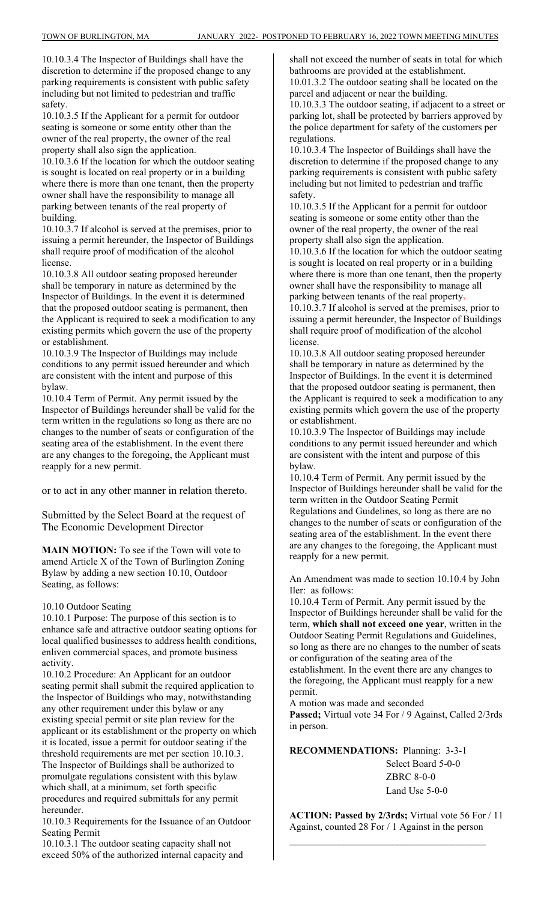10.10.3.4 The Inspector of Buildings shall have the discretion to determine if the proposed change to any parking requirements is consistent with public safety including but not limited to pedestrian and traffic safety.

10.10.3.5 If the Applicant for a permit for outdoor seating is someone or some entity other than the owner of the real property, the owner of the real property shall also sign the application.

10.10.3.6 If the location for which the outdoor seating is sought is located on real property or in a building where there is more than one tenant, then the property owner shall have the responsibility to manage all parking between tenants of the real property of building.

10.10.3.7 If alcohol is served at the premises, prior to issuing a permit hereunder, the Inspector of Buildings shall require proof of modification of the alcohol license.

10.10.3.8 All outdoor seating proposed hereunder shall be temporary in nature as determined by the Inspector of Buildings. In the event it is determined that the proposed outdoor seating is permanent, then the Applicant is required to seek a modification to any existing permits which govern the use of the property or establishment.

10.10.3.9 The Inspector of Buildings may include conditions to any permit issued hereunder and which are consistent with the intent and purpose of this bylaw.

10.10.4 Term of Permit. Any permit issued by the Inspector of Buildings hereunder shall be valid for the term written in the regulations so long as there are no changes to the number of seats or configuration of the seating area of the establishment. In the event there are any changes to the foregoing, the Applicant must reapply for a new permit.

or to act in any other manner in relation thereto.

Submitted by the Select Board at the request of The Economic Development Director

**MAIN MOTION:** To see if the Town will vote to amend Article X of the Town of Burlington Zoning Bylaw by adding a new section 10.10, Outdoor Seating, as follows:

10.10 Outdoor Seating

10.10.1 Purpose: The purpose of this section is to enhance safe and attractive outdoor seating options for local qualified businesses to address health conditions, enliven commercial spaces, and promote business activity.

10.10.2 Procedure: An Applicant for an outdoor seating permit shall submit the required application to the Inspector of Buildings who may, notwithstanding any other requirement under this bylaw or any existing special permit or site plan review for the applicant or its establishment or the property on which it is located, issue a permit for outdoor seating if the threshold requirements are met per section 10.10.3. The Inspector of Buildings shall be authorized to promulgate regulations consistent with this bylaw which shall, at a minimum, set forth specific procedures and required submittals for any permit hereunder.

10.10.3 Requirements for the Issuance of an Outdoor Seating Permit

10.10.3.1 The outdoor seating capacity shall not exceed 50% of the authorized internal capacity and shall not exceed the number of seats in total for which bathrooms are provided at the establishment.

10.01.3.2 The outdoor seating shall be located on the parcel and adjacent or near the building.

10.10.3.3 The outdoor seating, if adjacent to a street or parking lot, shall be protected by barriers approved by the police department for safety of the customers per regulations.

10.10.3.4 The Inspector of Buildings shall have the discretion to determine if the proposed change to any parking requirements is consistent with public safety including but not limited to pedestrian and traffic safety.

10.10.3.5 If the Applicant for a permit for outdoor seating is someone or some entity other than the owner of the real property, the owner of the real property shall also sign the application.

10.10.3.6 If the location for which the outdoor seating is sought is located on real property or in a building where there is more than one tenant, then the property owner shall have the responsibility to manage all parking between tenants of the real property.

10.10.3.7 If alcohol is served at the premises, prior to issuing a permit hereunder, the Inspector of Buildings shall require proof of modification of the alcohol license.

10.10.3.8 All outdoor seating proposed hereunder shall be temporary in nature as determined by the Inspector of Buildings. In the event it is determined that the proposed outdoor seating is permanent, then the Applicant is required to seek a modification to any existing permits which govern the use of the property or establishment.

10.10.3.9 The Inspector of Buildings may include conditions to any permit issued hereunder and which are consistent with the intent and purpose of this bylaw.

10.10.4 Term of Permit. Any permit issued by the Inspector of Buildings hereunder shall be valid for the term written in the Outdoor Seating Permit Regulations and Guidelines, so long as there are no changes to the number of seats or configuration of the seating area of the establishment. In the event there are any changes to the foregoing, the Applicant must reapply for a new permit.

An Amendment was made to section 10.10.4 by John Iler: as follows:

10.10.4 Term of Permit. Any permit issued by the Inspector of Buildings hereunder shall be valid for the term, **which shall not exceed one year**, written in the Outdoor Seating Permit Regulations and Guidelines, so long as there are no changes to the number of seats or configuration of the seating area of the establishment. In the event there are any changes to the foregoing, the Applicant must reapply for a new permit.

A motion was made and seconded

**Passed;** Virtual vote 34 For / 9 Against, Called 2/3rds in person.

**RECOMMENDATIONS:** Planning: 3-3-1
Select Board 5-0-0
ZBRC 8-0-0
Land Use 5-0-0

**ACTION: Passed by 2/3rds;** Virtual vote 56 For / 11 Against, counted 28 For / 1 Against in the person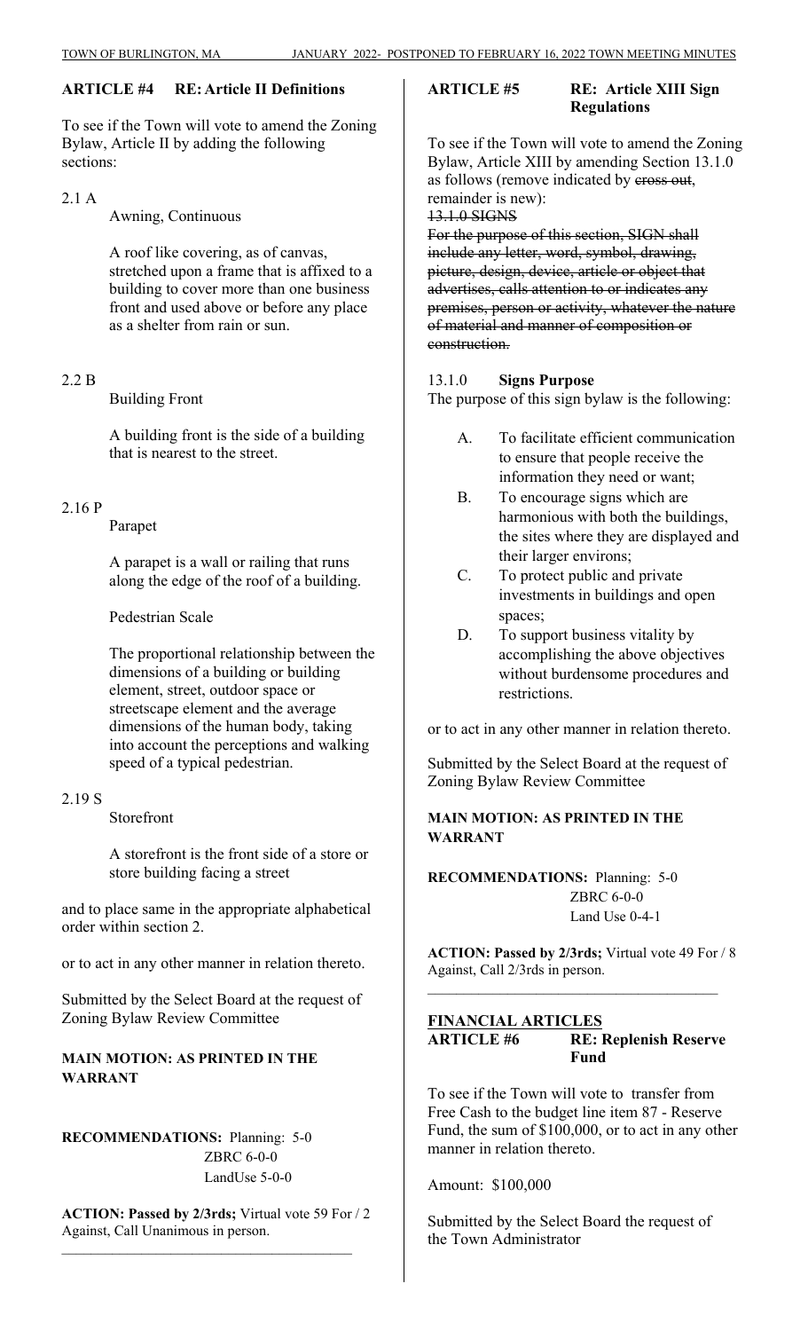**ARTICLE #4 RE: Article II Definitions**

To see if the Town will vote to amend the Zoning Bylaw, Article II by adding the following sections:

2.1 A

Awning, Continuous

A roof like covering, as of canvas, stretched upon a frame that is affixed to a building to cover more than one business front and used above or before any place as a shelter from rain or sun.

2.2 B

Building Front

A building front is the side of a building that is nearest to the street.

2.16 P

Parapet

A parapet is a wall or railing that runs along the edge of the roof of a building.

Pedestrian Scale

The proportional relationship between the dimensions of a building or building element, street, outdoor space or streetscape element and the average dimensions of the human body, taking into account the perceptions and walking speed of a typical pedestrian.

2.19 S

Storefront

A storefront is the front side of a store or store building facing a street

and to place same in the appropriate alphabetical order within section 2.

or to act in any other manner in relation thereto.

Submitted by the Select Board at the request of Zoning Bylaw Review Committee

**MAIN MOTION: AS PRINTED IN THE WARRANT**

**RECOMMENDATIONS:** Planning: 5-0
ZBRC 6-0-0
LandUse 5-0-0

**ACTION: Passed by 2/3rds;** Virtual vote 59 For / 2 Against, Call Unanimous in person.

---

**ARTICLE #5 RE: Article XIII Sign Regulations**

To see if the Town will vote to amend the Zoning Bylaw, Article XIII by amending Section 13.1.0 as follows (remove indicated by ~~cross out~~, remainder is new):

~~13.1.0 SIGNS~~

~~For the purpose of this section, SIGN shall include any letter, word, symbol, drawing, picture, design, device, article or object that advertises, calls attention to or indicates any premises, person or activity, whatever the nature of material and manner of composition or construction.~~

13.1.0 **Signs Purpose**

The purpose of this sign bylaw is the following:

A. To facilitate efficient communication to ensure that people receive the information they need or want;

B. To encourage signs which are harmonious with both the buildings, the sites where they are displayed and their larger environs;

C. To protect public and private investments in buildings and open spaces;

D. To support business vitality by accomplishing the above objectives without burdensome procedures and restrictions.

or to act in any other manner in relation thereto.

Submitted by the Select Board at the request of Zoning Bylaw Review Committee

**MAIN MOTION: AS PRINTED IN THE WARRANT**

**RECOMMENDATIONS:** Planning: 5-0
ZBRC 6-0-0
Land Use 0-4-1

**ACTION: Passed by 2/3rds;** Virtual vote 49 For / 8 Against, Call 2/3rds in person.

---

## FINANCIAL ARTICLES

**ARTICLE #6 RE: Replenish Reserve Fund**

To see if the Town will vote to transfer from Free Cash to the budget line item 87 - Reserve Fund, the sum of $100,000, or to act in any other manner in relation thereto.

Amount: $100,000

Submitted by the Select Board the request of the Town Administrator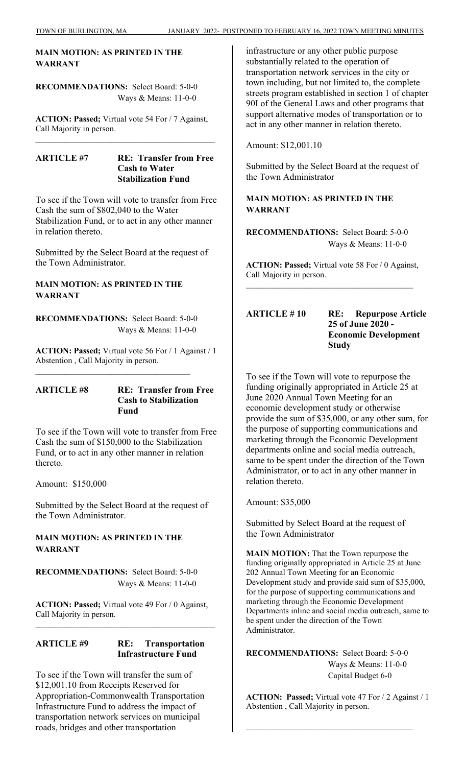**MAIN MOTION: AS PRINTED IN THE WARRANT**

**RECOMMENDATIONS:** Select Board: 5-0-0
Ways & Means: 11-0-0

**ACTION: Passed;** Virtual vote 54 For / 7 Against, Call Majority in person.

---

## ARTICLE #7 RE: Transfer from Free Cash to Water Stabilization Fund

To see if the Town will vote to transfer from Free Cash the sum of $802,040 to the Water Stabilization Fund, or to act in any other manner in relation thereto.

Submitted by the Select Board at the request of the Town Administrator.

**MAIN MOTION: AS PRINTED IN THE WARRANT**

**RECOMMENDATIONS:** Select Board: 5-0-0
Ways & Means: 11-0-0

**ACTION: Passed;** Virtual vote 56 For / 1 Against / 1 Abstention , Call Majority in person.

---

## ARTICLE #8 RE: Transfer from Free Cash to Stabilization Fund

To see if the Town will vote to transfer from Free Cash the sum of $150,000 to the Stabilization Fund, or to act in any other manner in relation thereto.

Amount: $150,000

Submitted by the Select Board at the request of the Town Administrator.

**MAIN MOTION: AS PRINTED IN THE WARRANT**

**RECOMMENDATIONS:** Select Board: 5-0-0
Ways & Means: 11-0-0

**ACTION: Passed;** Virtual vote 49 For / 0 Against, Call Majority in person.

---

## ARTICLE #9 RE: Transportation Infrastructure Fund

To see if the Town will transfer the sum of $12,001.10 from Receipts Reserved for Appropriation-Commonwealth Transportation Infrastructure Fund to address the impact of transportation network services on municipal roads, bridges and other transportation infrastructure or any other public purpose substantially related to the operation of transportation network services in the city or town including, but not limited to, the complete streets program established in section 1 of chapter 90I of the General Laws and other programs that support alternative modes of transportation or to act in any other manner in relation thereto.

Amount: $12,001.10

Submitted by the Select Board at the request of the Town Administrator

**MAIN MOTION: AS PRINTED IN THE WARRANT**

**RECOMMENDATIONS:** Select Board: 5-0-0
Ways & Means: 11-0-0

**ACTION: Passed;** Virtual vote 58 For / 0 Against, Call Majority in person.

---

## ARTICLE # 10 RE: Repurpose Article 25 of June 2020 - Economic Development Study

To see if the Town will vote to repurpose the funding originally appropriated in Article 25 at June 2020 Annual Town Meeting for an economic development study or otherwise provide the sum of $35,000, or any other sum, for the purpose of supporting communications and marketing through the Economic Development departments online and social media outreach, same to be spent under the direction of the Town Administrator, or to act in any other manner in relation thereto.

Amount: $35,000

Submitted by Select Board at the request of the Town Administrator

**MAIN MOTION:** That the Town repurpose the funding originally appropriated in Article 25 at June 202 Annual Town Meeting for an Economic Development study and provide said sum of $35,000, for the purpose of supporting communications and marketing through the Economic Development Departments inline and social media outreach, same to be spent under the direction of the Town Administrator.

**RECOMMENDATIONS:** Select Board: 5-0-0
Ways & Means: 11-0-0
Capital Budget 6-0

**ACTION: Passed;** Virtual vote 47 For / 2 Against / 1 Abstention , Call Majority in person.

---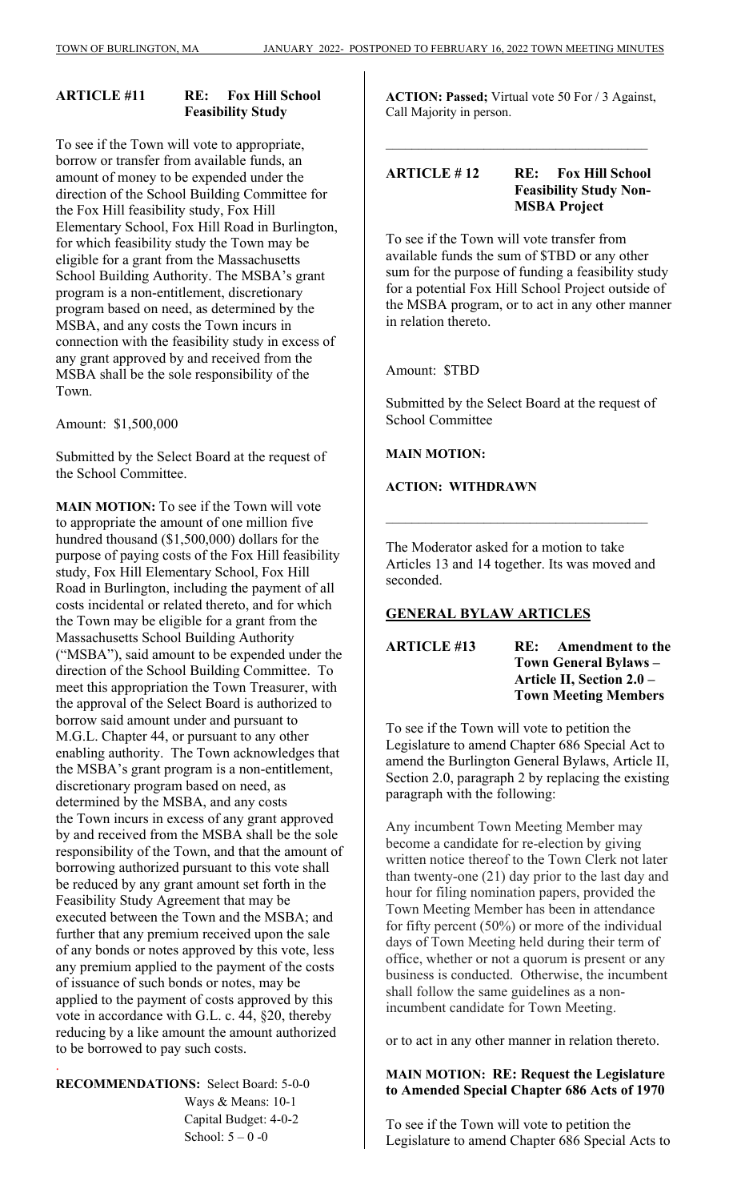**ARTICLE #11 RE: Fox Hill School Feasibility Study**

To see if the Town will vote to appropriate, borrow or transfer from available funds, an amount of money to be expended under the direction of the School Building Committee for the Fox Hill feasibility study, Fox Hill Elementary School, Fox Hill Road in Burlington, for which feasibility study the Town may be eligible for a grant from the Massachusetts School Building Authority. The MSBA's grant program is a non-entitlement, discretionary program based on need, as determined by the MSBA, and any costs the Town incurs in connection with the feasibility study in excess of any grant approved by and received from the MSBA shall be the sole responsibility of the Town.

Amount: $1,500,000

Submitted by the Select Board at the request of the School Committee.

**MAIN MOTION:** To see if the Town will vote to appropriate the amount of one million five hundred thousand ($1,500,000) dollars for the purpose of paying costs of the Fox Hill feasibility study, Fox Hill Elementary School, Fox Hill Road in Burlington, including the payment of all costs incidental or related thereto, and for which the Town may be eligible for a grant from the Massachusetts School Building Authority ("MSBA"), said amount to be expended under the direction of the School Building Committee. To meet this appropriation the Town Treasurer, with the approval of the Select Board is authorized to borrow said amount under and pursuant to M.G.L. Chapter 44, or pursuant to any other enabling authority. The Town acknowledges that the MSBA's grant program is a non-entitlement, discretionary program based on need, as determined by the MSBA, and any costs the Town incurs in excess of any grant approved by and received from the MSBA shall be the sole responsibility of the Town, and that the amount of borrowing authorized pursuant to this vote shall be reduced by any grant amount set forth in the Feasibility Study Agreement that may be executed between the Town and the MSBA; and further that any premium received upon the sale of any bonds or notes approved by this vote, less any premium applied to the payment of the costs of issuance of such bonds or notes, may be applied to the payment of costs approved by this vote in accordance with G.L. c. 44, §20, thereby reducing by a like amount the amount authorized to be borrowed to pay such costs.

**RECOMMENDATIONS:** Select Board: 5-0-0
Ways & Means: 10-1
Capital Budget: 4-0-2
School: 5 – 0 -0

**ACTION: Passed;** Virtual vote 50 For / 3 Against, Call Majority in person.

---

**ARTICLE # 12 RE: Fox Hill School Feasibility Study Non-MSBA Project**

To see if the Town will vote transfer from available funds the sum of $TBD or any other sum for the purpose of funding a feasibility study for a potential Fox Hill School Project outside of the MSBA program, or to act in any other manner in relation thereto.

Amount: $TBD

Submitted by the Select Board at the request of School Committee

**MAIN MOTION:**

**ACTION: WITHDRAWN**

---

The Moderator asked for a motion to take Articles 13 and 14 together. Its was moved and seconded.

## GENERAL BYLAW ARTICLES

**ARTICLE #13 RE: Amendment to the Town General Bylaws – Article II, Section 2.0 – Town Meeting Members**

To see if the Town will vote to petition the Legislature to amend Chapter 686 Special Act to amend the Burlington General Bylaws, Article II, Section 2.0, paragraph 2 by replacing the existing paragraph with the following:

Any incumbent Town Meeting Member may become a candidate for re-election by giving written notice thereof to the Town Clerk not later than twenty-one (21) day prior to the last day and hour for filing nomination papers, provided the Town Meeting Member has been in attendance for fifty percent (50%) or more of the individual days of Town Meeting held during their term of office, whether or not a quorum is present or any business is conducted. Otherwise, the incumbent shall follow the same guidelines as a non-incumbent candidate for Town Meeting.

or to act in any other manner in relation thereto.

**MAIN MOTION: RE: Request the Legislature to Amended Special Chapter 686 Acts of 1970**

To see if the Town will vote to petition the Legislature to amend Chapter 686 Special Acts to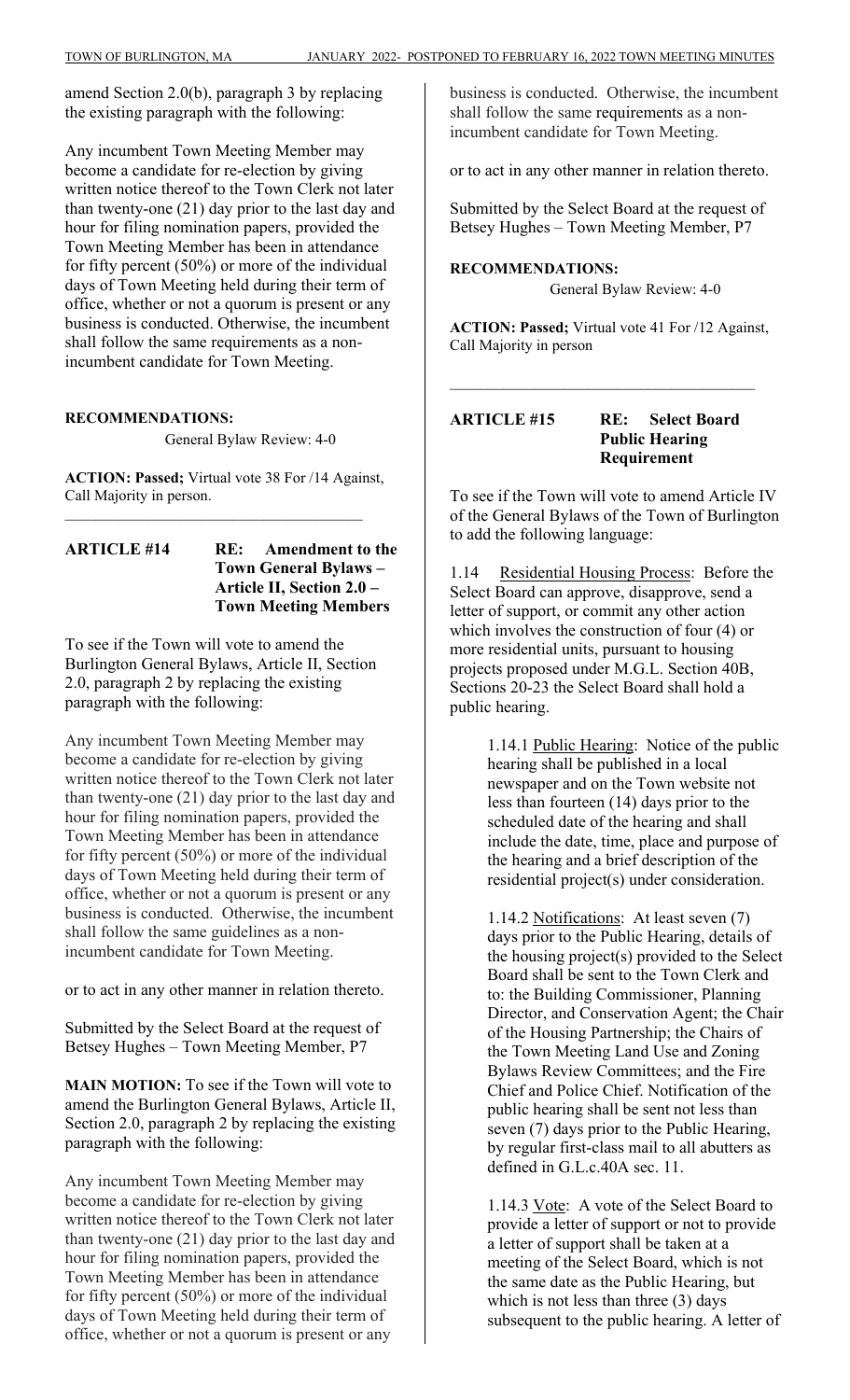amend Section 2.0(b), paragraph 3 by replacing the existing paragraph with the following:

Any incumbent Town Meeting Member may become a candidate for re-election by giving written notice thereof to the Town Clerk not later than twenty-one (21) day prior to the last day and hour for filing nomination papers, provided the Town Meeting Member has been in attendance for fifty percent (50%) or more of the individual days of Town Meeting held during their term of office, whether or not a quorum is present or any business is conducted. Otherwise, the incumbent shall follow the same requirements as a non-incumbent candidate for Town Meeting.

**RECOMMENDATIONS:**

General Bylaw Review: 4-0

**ACTION: Passed;** Virtual vote 38 For /14 Against, Call Majority in person.

---

## ARTICLE #14 RE: Amendment to the Town General Bylaws – Article II, Section 2.0 – Town Meeting Members

To see if the Town will vote to amend the Burlington General Bylaws, Article II, Section 2.0, paragraph 2 by replacing the existing paragraph with the following:

Any incumbent Town Meeting Member may become a candidate for re-election by giving written notice thereof to the Town Clerk not later than twenty-one (21) day prior to the last day and hour for filing nomination papers, provided the Town Meeting Member has been in attendance for fifty percent (50%) or more of the individual days of Town Meeting held during their term of office, whether or not a quorum is present or any business is conducted. Otherwise, the incumbent shall follow the same guidelines as a non-incumbent candidate for Town Meeting.

or to act in any other manner in relation thereto.

Submitted by the Select Board at the request of Betsey Hughes – Town Meeting Member, P7

**MAIN MOTION:** To see if the Town will vote to amend the Burlington General Bylaws, Article II, Section 2.0, paragraph 2 by replacing the existing paragraph with the following:

Any incumbent Town Meeting Member may become a candidate for re-election by giving written notice thereof to the Town Clerk not later than twenty-one (21) day prior to the last day and hour for filing nomination papers, provided the Town Meeting Member has been in attendance for fifty percent (50%) or more of the individual days of Town Meeting held during their term of office, whether or not a quorum is present or any business is conducted. Otherwise, the incumbent shall follow the same requirements as a non-incumbent candidate for Town Meeting.

or to act in any other manner in relation thereto.

Submitted by the Select Board at the request of Betsey Hughes – Town Meeting Member, P7

**RECOMMENDATIONS:**

General Bylaw Review: 4-0

**ACTION: Passed;** Virtual vote 41 For /12 Against, Call Majority in person

---

## ARTICLE #15 RE: Select Board Public Hearing Requirement

To see if the Town will vote to amend Article IV of the General Bylaws of the Town of Burlington to add the following language:

1.14 Residential Housing Process: Before the Select Board can approve, disapprove, send a letter of support, or commit any other action which involves the construction of four (4) or more residential units, pursuant to housing projects proposed under M.G.L. Section 40B, Sections 20-23 the Select Board shall hold a public hearing.

> 1.14.1 Public Hearing: Notice of the public hearing shall be published in a local newspaper and on the Town website not less than fourteen (14) days prior to the scheduled date of the hearing and shall include the date, time, place and purpose of the hearing and a brief description of the residential project(s) under consideration.
>
> 1.14.2 Notifications: At least seven (7) days prior to the Public Hearing, details of the housing project(s) provided to the Select Board shall be sent to the Town Clerk and to: the Building Commissioner, Planning Director, and Conservation Agent; the Chair of the Housing Partnership; the Chairs of the Town Meeting Land Use and Zoning Bylaws Review Committees; and the Fire Chief and Police Chief. Notification of the public hearing shall be sent not less than seven (7) days prior to the Public Hearing, by regular first-class mail to all abutters as defined in G.L.c.40A sec. 11.
>
> 1.14.3 Vote: A vote of the Select Board to provide a letter of support or not to provide a letter of support shall be taken at a meeting of the Select Board, which is not the same date as the Public Hearing, but which is not less than three (3) days subsequent to the public hearing. A letter of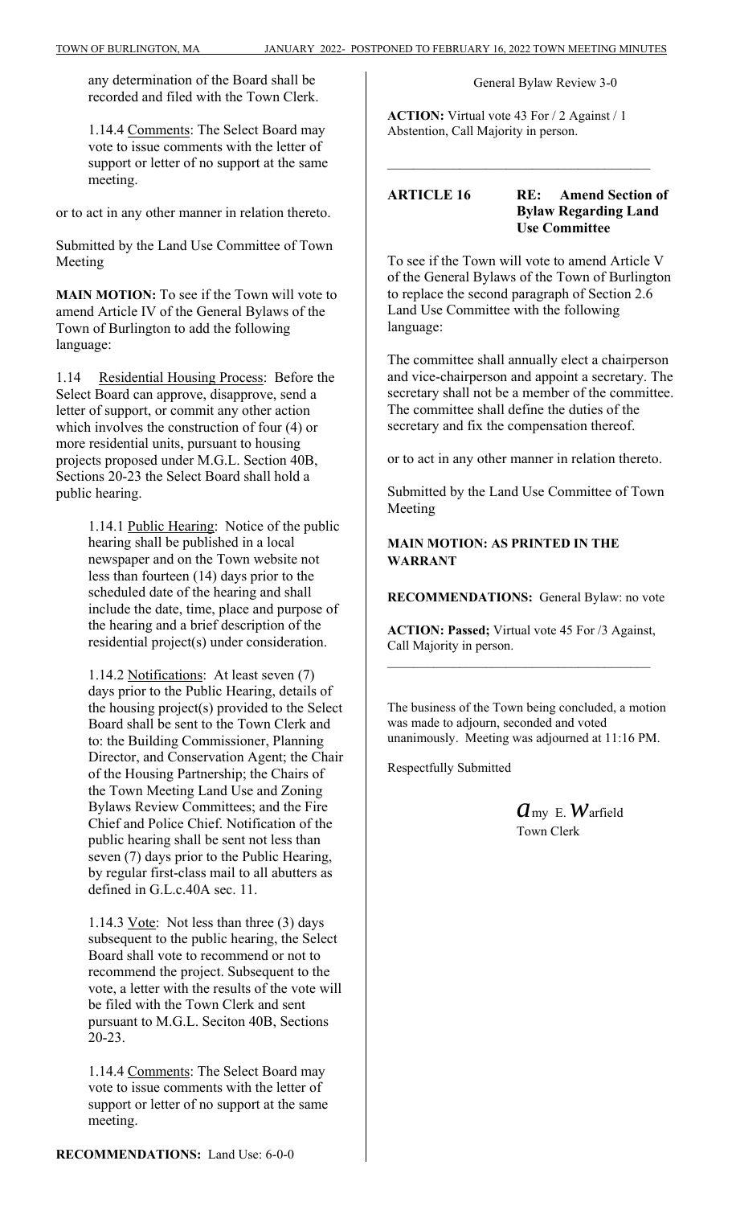any determination of the Board shall be recorded and filed with the Town Clerk.

1.14.4 Comments: The Select Board may vote to issue comments with the letter of support or letter of no support at the same meeting.

or to act in any other manner in relation thereto.

Submitted by the Land Use Committee of Town Meeting

**MAIN MOTION:** To see if the Town will vote to amend Article IV of the General Bylaws of the Town of Burlington to add the following language:

1.14 Residential Housing Process: Before the Select Board can approve, disapprove, send a letter of support, or commit any other action which involves the construction of four (4) or more residential units, pursuant to housing projects proposed under M.G.L. Section 40B, Sections 20-23 the Select Board shall hold a public hearing.

1.14.1 Public Hearing: Notice of the public hearing shall be published in a local newspaper and on the Town website not less than fourteen (14) days prior to the scheduled date of the hearing and shall include the date, time, place and purpose of the hearing and a brief description of the residential project(s) under consideration.

1.14.2 Notifications: At least seven (7) days prior to the Public Hearing, details of the housing project(s) provided to the Select Board shall be sent to the Town Clerk and to: the Building Commissioner, Planning Director, and Conservation Agent; the Chair of the Housing Partnership; the Chairs of the Town Meeting Land Use and Zoning Bylaws Review Committees; and the Fire Chief and Police Chief. Notification of the public hearing shall be sent not less than seven (7) days prior to the Public Hearing, by regular first-class mail to all abutters as defined in G.L.c.40A sec. 11.

1.14.3 Vote: Not less than three (3) days subsequent to the public hearing, the Select Board shall vote to recommend or not to recommend the project. Subsequent to the vote, a letter with the results of the vote will be filed with the Town Clerk and sent pursuant to M.G.L. Seciton 40B, Sections 20-23.

1.14.4 Comments: The Select Board may vote to issue comments with the letter of support or letter of no support at the same meeting.

**RECOMMENDATIONS:** Land Use: 6-0-0

General Bylaw Review 3-0

**ACTION:** Virtual vote 43 For / 2 Against / 1 Abstention, Call Majority in person.

---

**ARTICLE 16 RE: Amend Section of Bylaw Regarding Land Use Committee**

To see if the Town will vote to amend Article V of the General Bylaws of the Town of Burlington to replace the second paragraph of Section 2.6 Land Use Committee with the following language:

The committee shall annually elect a chairperson and vice-chairperson and appoint a secretary. The secretary shall not be a member of the committee. The committee shall define the duties of the secretary and fix the compensation thereof.

or to act in any other manner in relation thereto.

Submitted by the Land Use Committee of Town Meeting

**MAIN MOTION: AS PRINTED IN THE WARRANT**

**RECOMMENDATIONS:** General Bylaw: no vote

**ACTION: Passed;** Virtual vote 45 For /3 Against, Call Majority in person.

---

The business of the Town being concluded, a motion was made to adjourn, seconded and voted unanimously. Meeting was adjourned at 11:16 PM.

Respectfully Submitted

Amy E. Warfield
Town Clerk